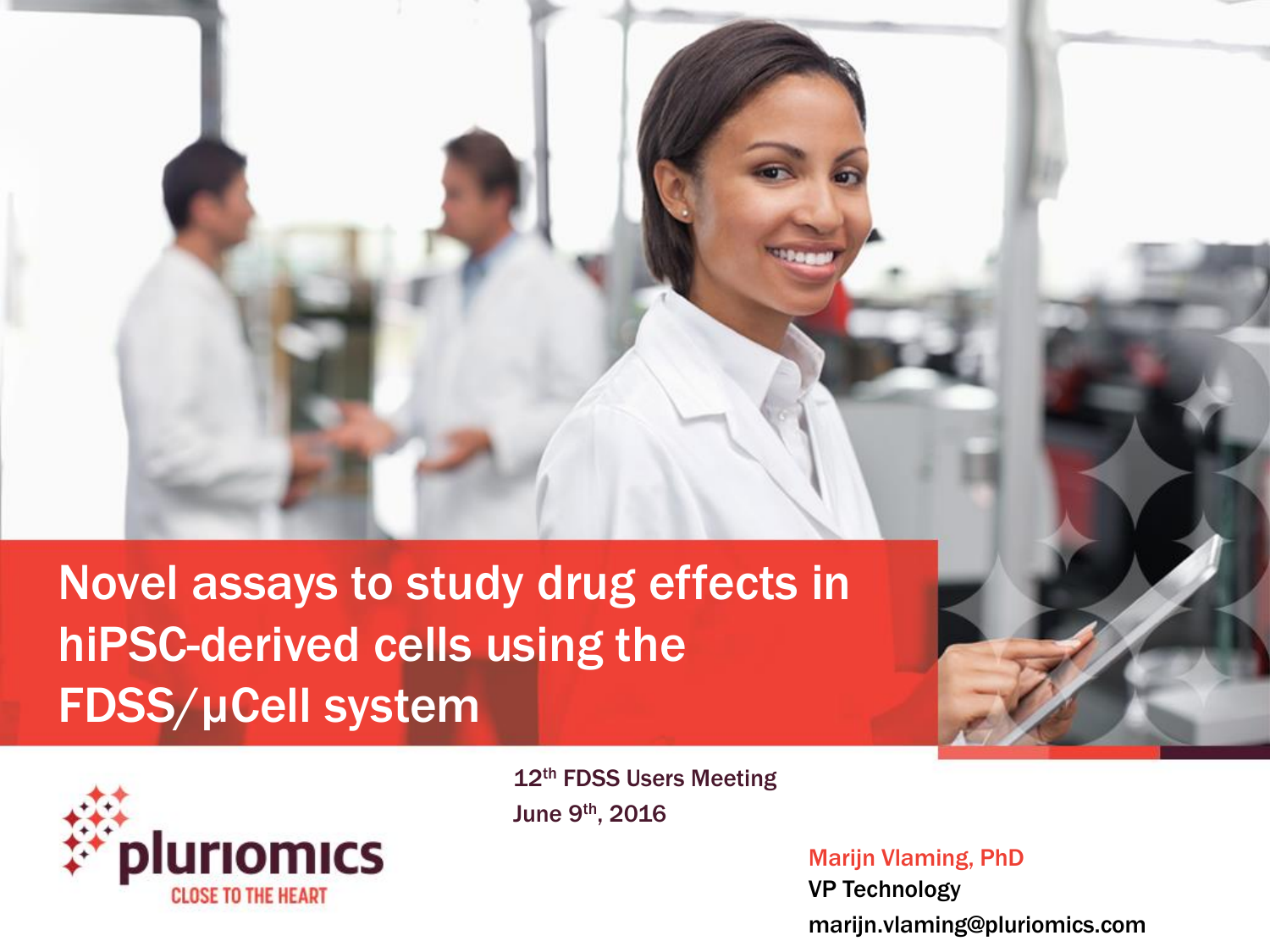# Novel assays to study drug effects in hiPSC-derived cells using the FDSS/µCell system

pluriomics

CLOSE TO THE HEART

12th FDSS Users Meeting

June 9th, 2016

Marijn Vlaming, PhD

VP Technology

marijn.vlaming@pluriomics.com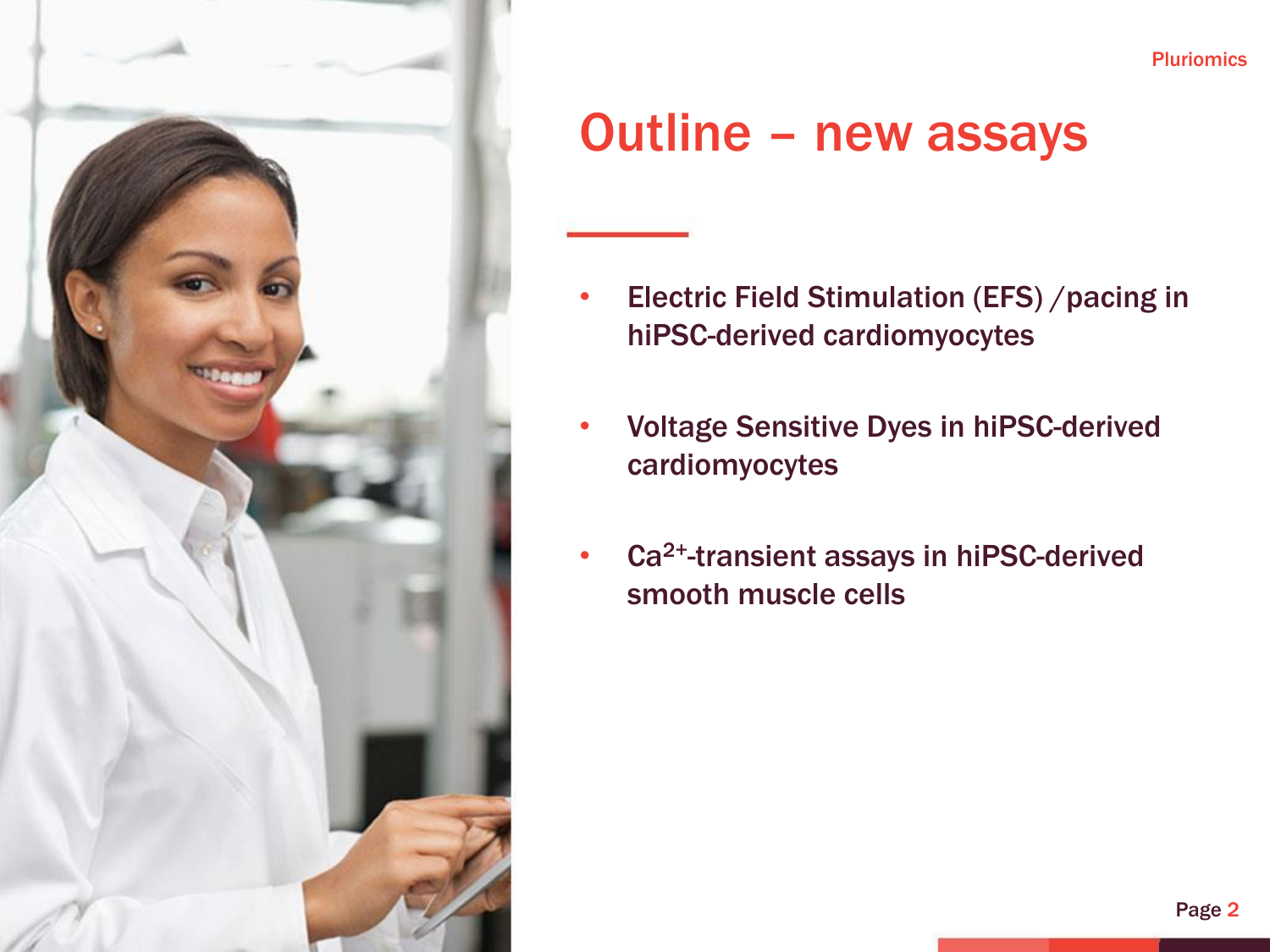# Outline – new assays

- Electric Field Stimulation (EFS) /pacing in hiPSC-derived cardiomyocytes
- Voltage Sensitive Dyes in hiPSC-derived cardiomyocytes
- $Ca^{2+}$-transient assays in hiPSC-derived smooth muscle cells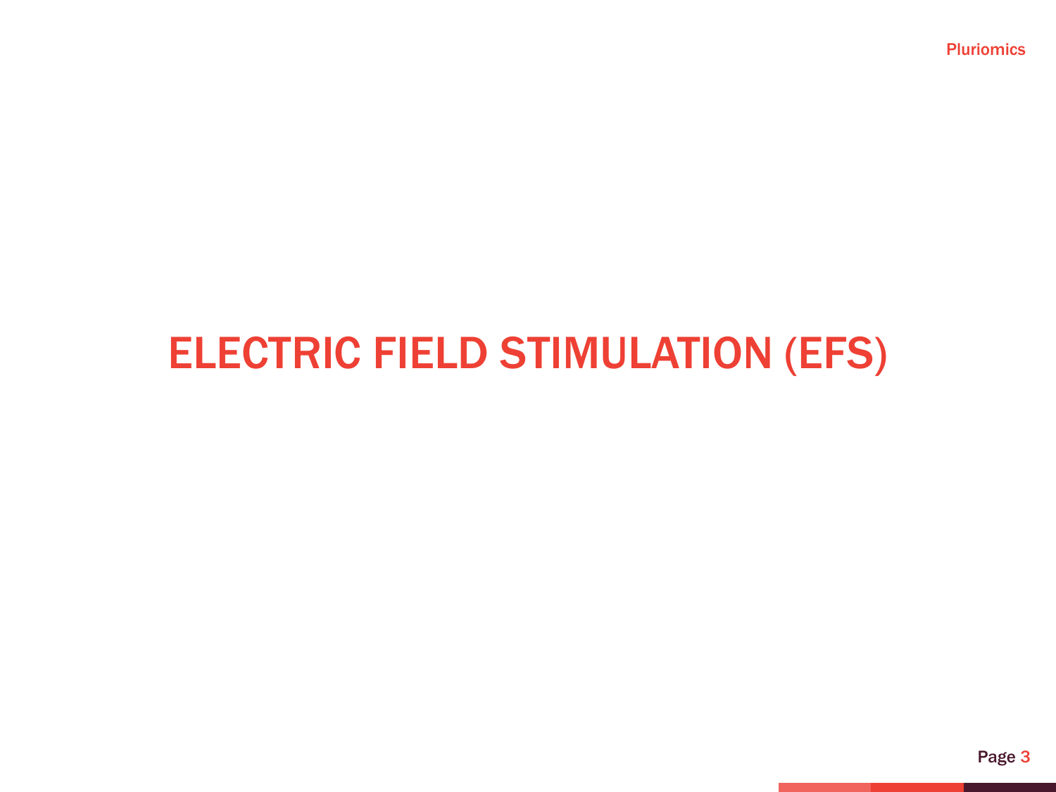# ELECTRIC FIELD STIMULATION (EFS)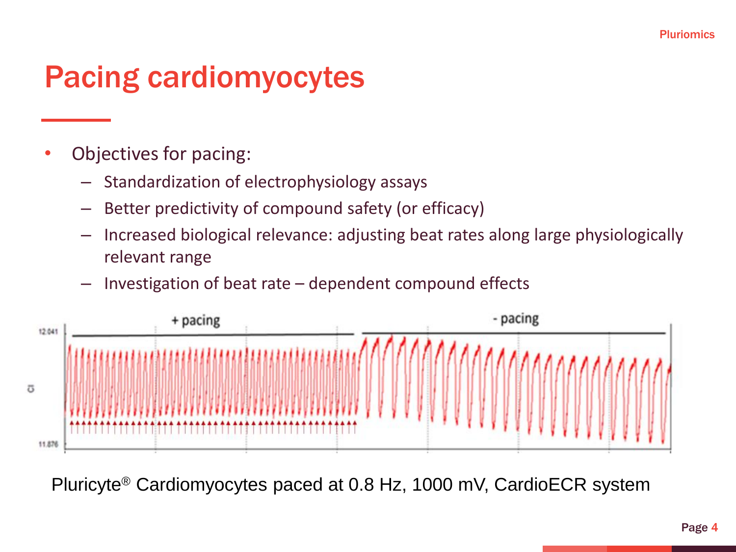# Pacing cardiomyocytes

- Objectives for pacing:
  - Standardization of electrophysiology assays
  - Better predictivity of compound safety (or efficacy)
  - Increased biological relevance: adjusting beat rates along large physiologically relevant range
  - Investigation of beat rate – dependent compound effects

Pluricyte® Cardiomyocytes paced at 0.8 Hz, 1000 mV, CardioECR system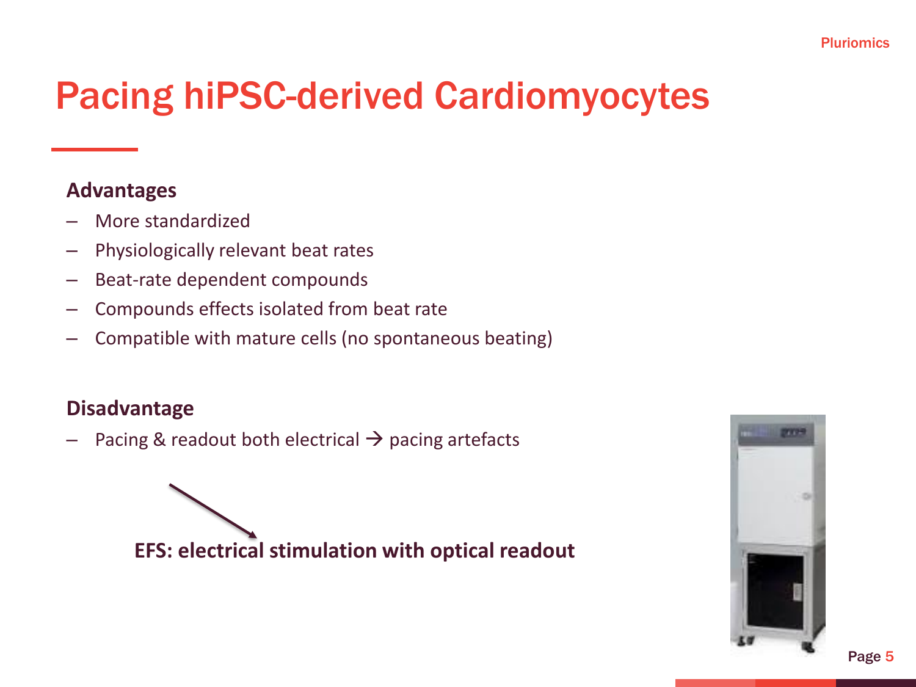# Pacing hiPSC-derived Cardiomyocytes

**Advantages**

- More standardized
- Physiologically relevant beat rates
- Beat-rate dependent compounds
- Compounds effects isolated from beat rate
- Compatible with mature cells (no spontaneous beating)

**Disadvantage**

- Pacing & readout both electrical → pacing artefacts

**EFS: electrical stimulation with optical readout**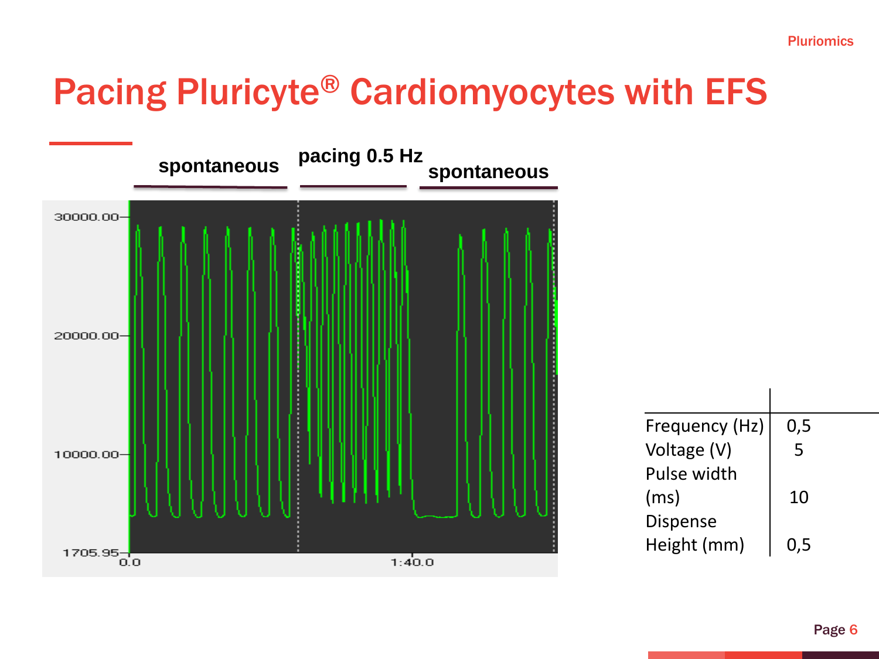# Pacing Pluricyte® Cardiomyocytes with EFS

spontaneous | pacing 0.5 Hz | spontaneous

| | |
|---|---|
| Frequency (Hz) | 0,5 |
| Voltage (V) | 5 |
| Pulse width (ms) | 10 |
| Dispense Height (mm) | 0,5 |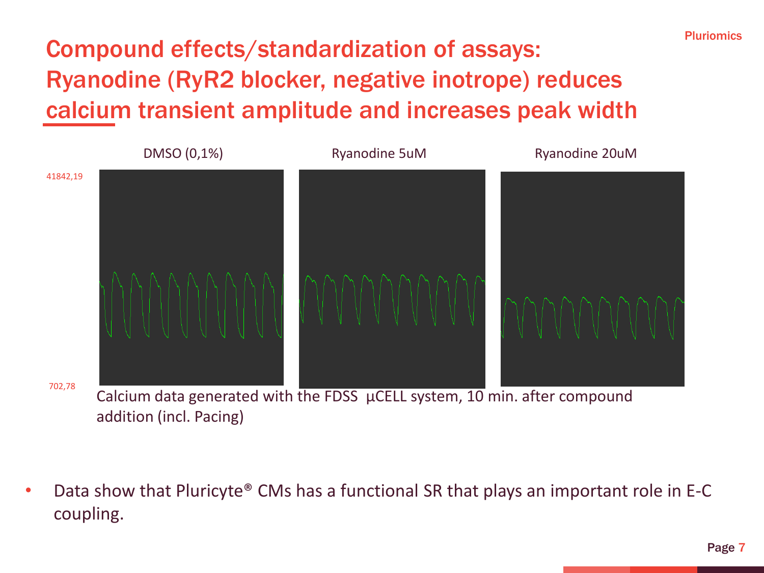# Compound effects/standardization of assays: Ryanodine (RyR2 blocker, negative inotrope) reduces calcium transient amplitude and increases peak width

DMSO (0,1%) | Ryanodine 5uM | Ryanodine 20uM

41842,19

702,78

Calcium data generated with the FDSS µCELL system, 10 min. after compound addition (incl. Pacing)

- Data show that Pluricyte® CMs has a functional SR that plays an important role in E-C coupling.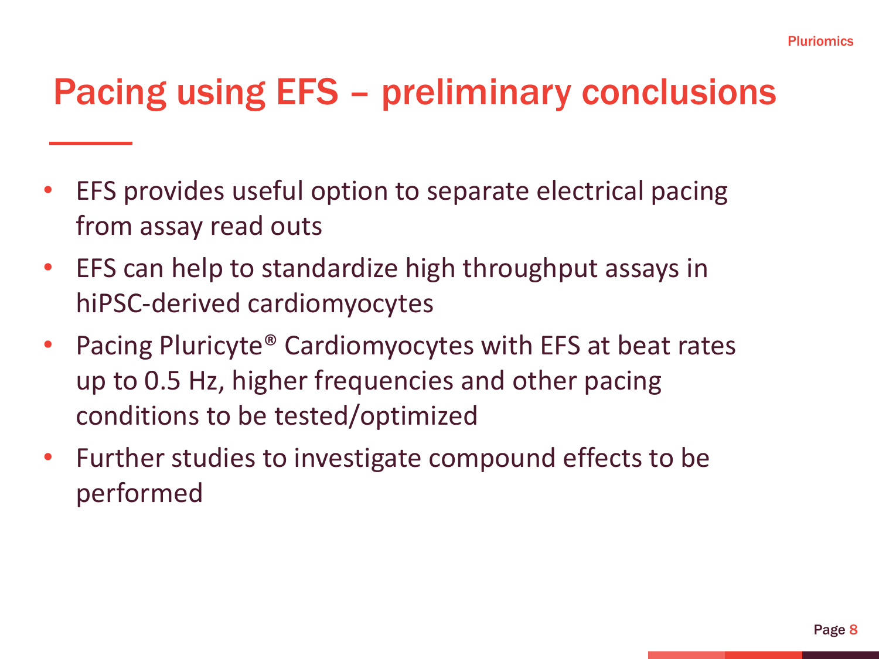# Pacing using EFS – preliminary conclusions

- EFS provides useful option to separate electrical pacing from assay read outs
- EFS can help to standardize high throughput assays in hiPSC-derived cardiomyocytes
- Pacing Pluricyte® Cardiomyocytes with EFS at beat rates up to 0.5 Hz, higher frequencies and other pacing conditions to be tested/optimized
- Further studies to investigate compound effects to be performed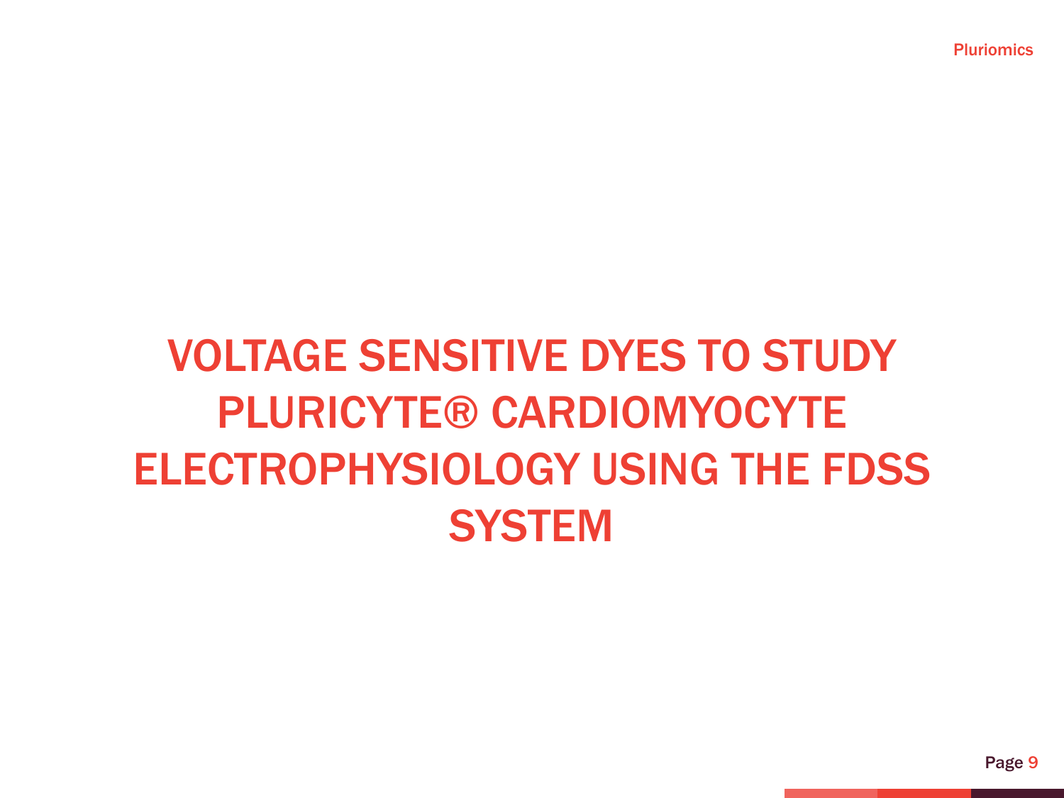# VOLTAGE SENSITIVE DYES TO STUDY PLURICYTE® CARDIOMYOCYTE ELECTROPHYSIOLOGY USING THE FDSS SYSTEM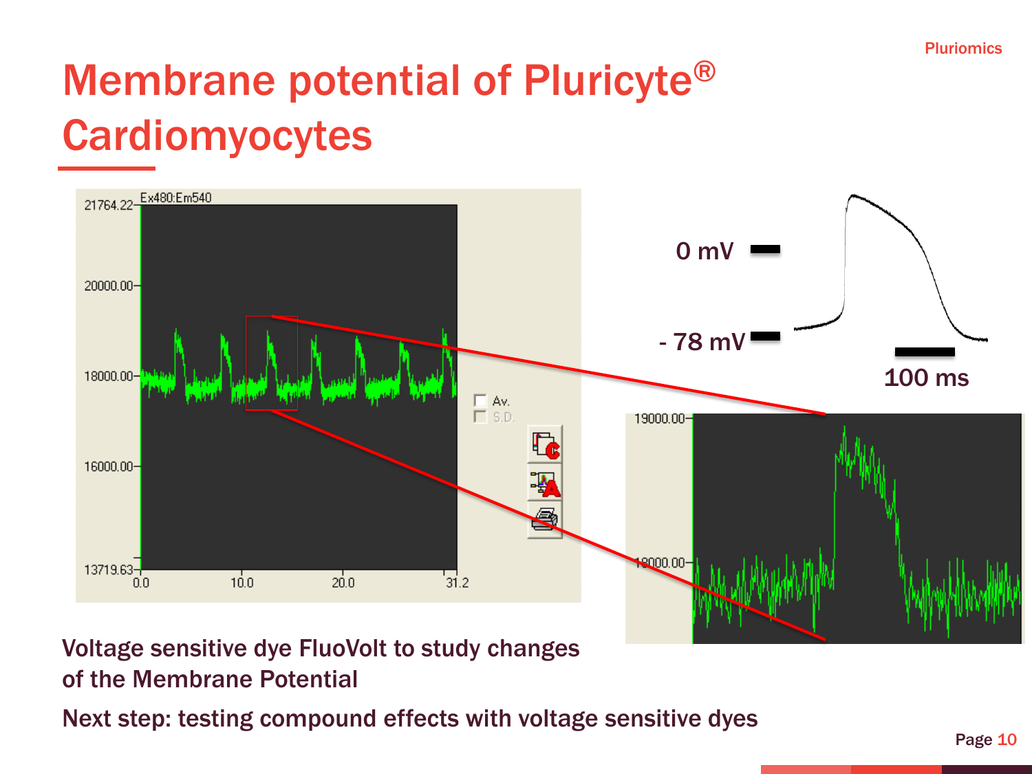# Membrane potential of Pluricyte® Cardiomyocytes

Voltage sensitive dye FluoVolt to study changes of the Membrane Potential

Next step: testing compound effects with voltage sensitive dyes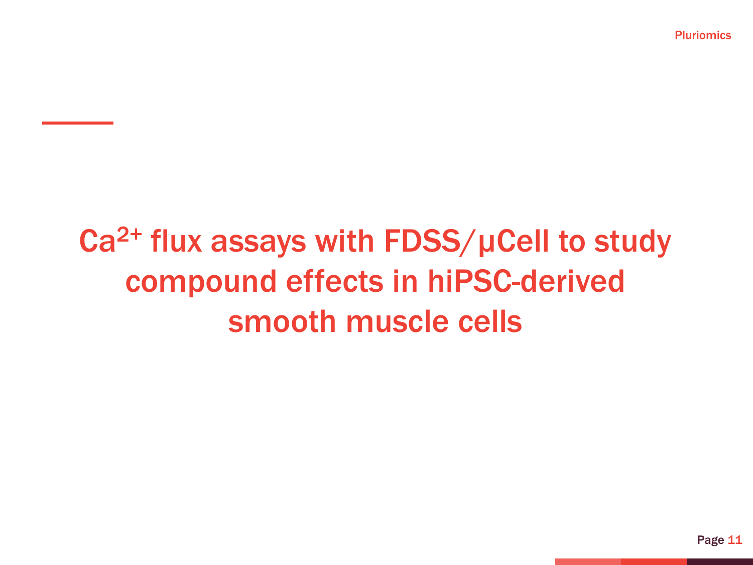# $Ca^{2+}$ flux assays with FDSS/µCell to study compound effects in hiPSC-derived smooth muscle cells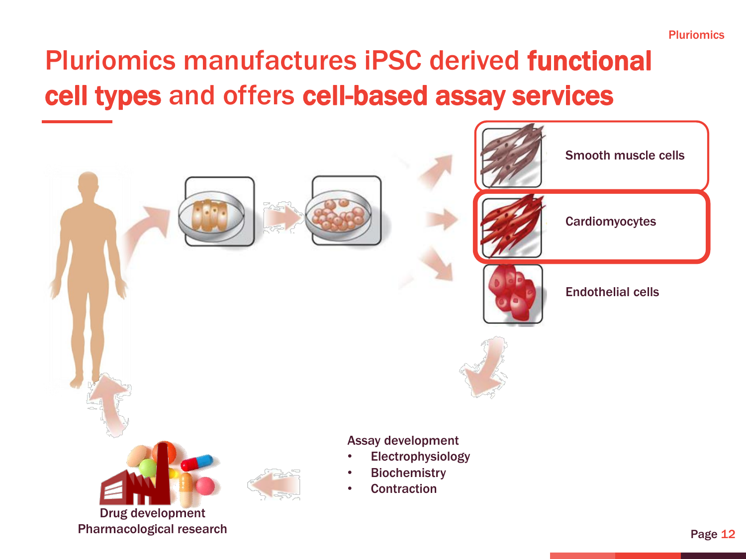# Pluriomics manufactures iPSC derived **functional cell types** and offers **cell-based assay services**

Smooth muscle cells

Cardiomyocytes

Endothelial cells

Assay development

- Electrophysiology
- Biochemistry
- Contraction

Drug development
Pharmacological research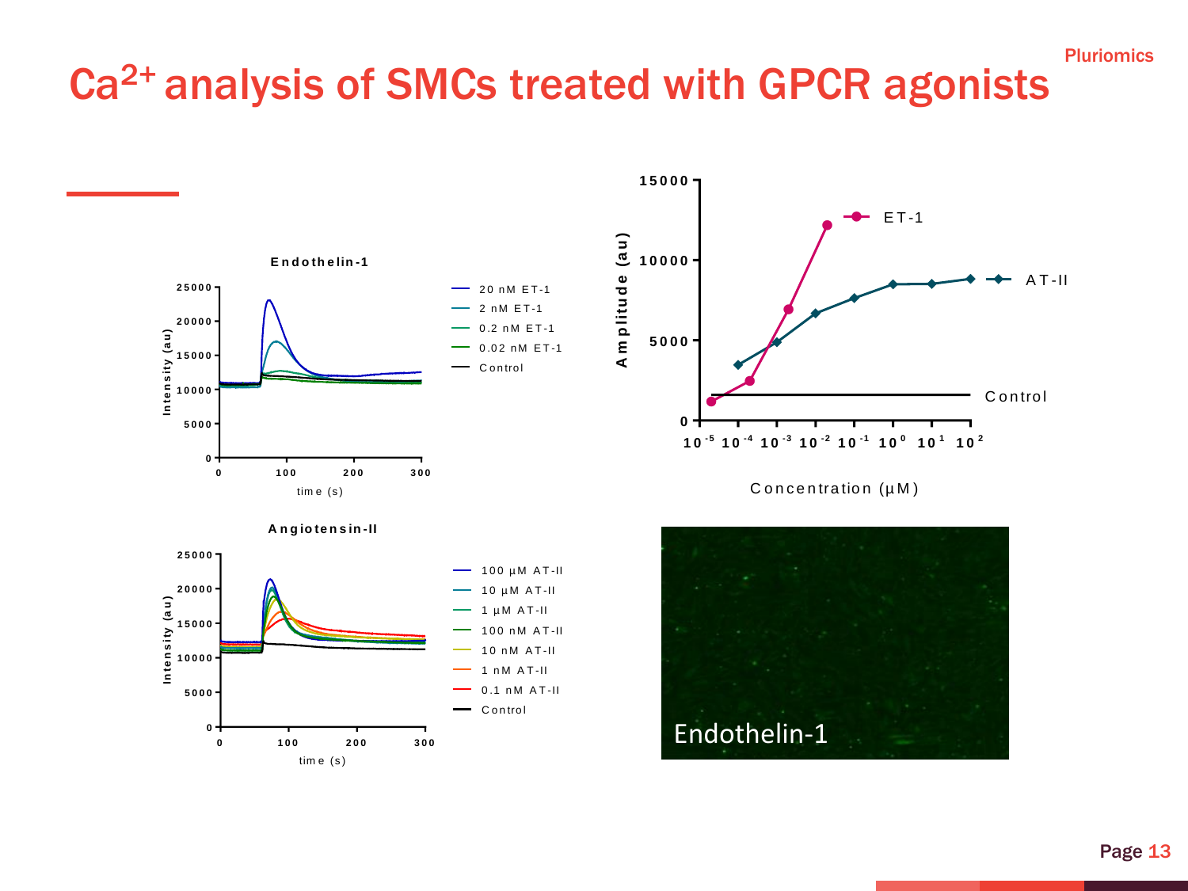# $Ca^{2+}$ analysis of SMCs treated with GPCR agonists

**Endothelin-1**

Intensity (au) vs. time (s)

- 20 nM ET-1
- 2 nM ET-1
- 0.2 nM ET-1
- 0.02 nM ET-1
- Control

**Angiotensin-II**

Intensity (au) vs. time (s)

- 100 µM AT-II
- 10 µM AT-II
- 1 µM AT-II
- 100 nM AT-II
- 10 nM AT-II
- 1 nM AT-II
- 0.1 nM AT-II
- Control

Amplitude (au) vs. Concentration (µM)

- ET-1
- AT-II
- Control

Endothelin-1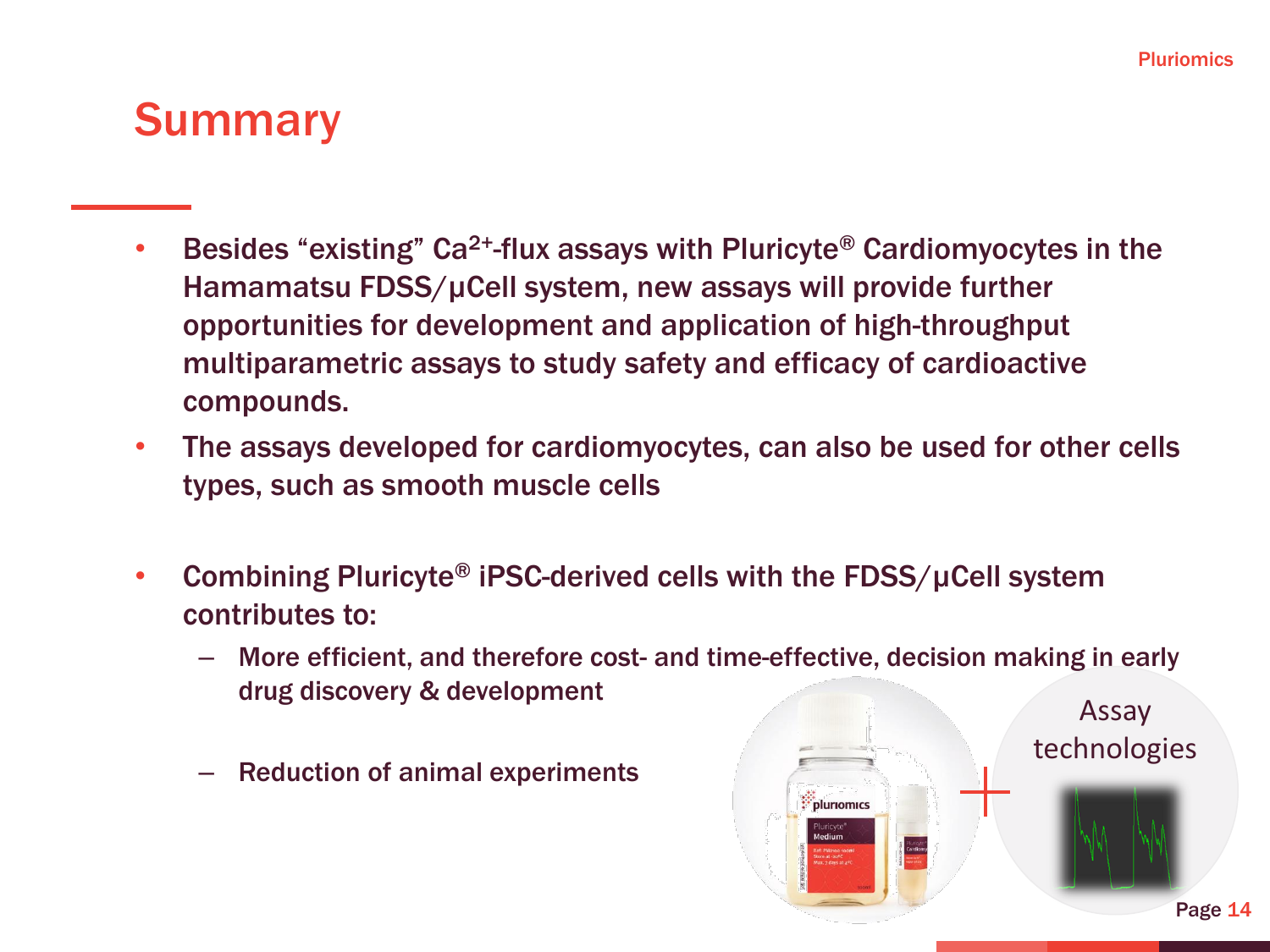# Summary

- Besides "existing" $Ca^{2+}$-flux assays with Pluricyte® Cardiomyocytes in the Hamamatsu FDSS/µCell system, new assays will provide further opportunities for development and application of high-throughput multiparametric assays to study safety and efficacy of cardioactive compounds.
- The assays developed for cardiomyocytes, can also be used for other cells types, such as smooth muscle cells
- Combining Pluricyte® iPSC-derived cells with the FDSS/µCell system contributes to:
  - More efficient, and therefore cost- and time-effective, decision making in early drug discovery & development
  - Reduction of animal experiments

Assay technologies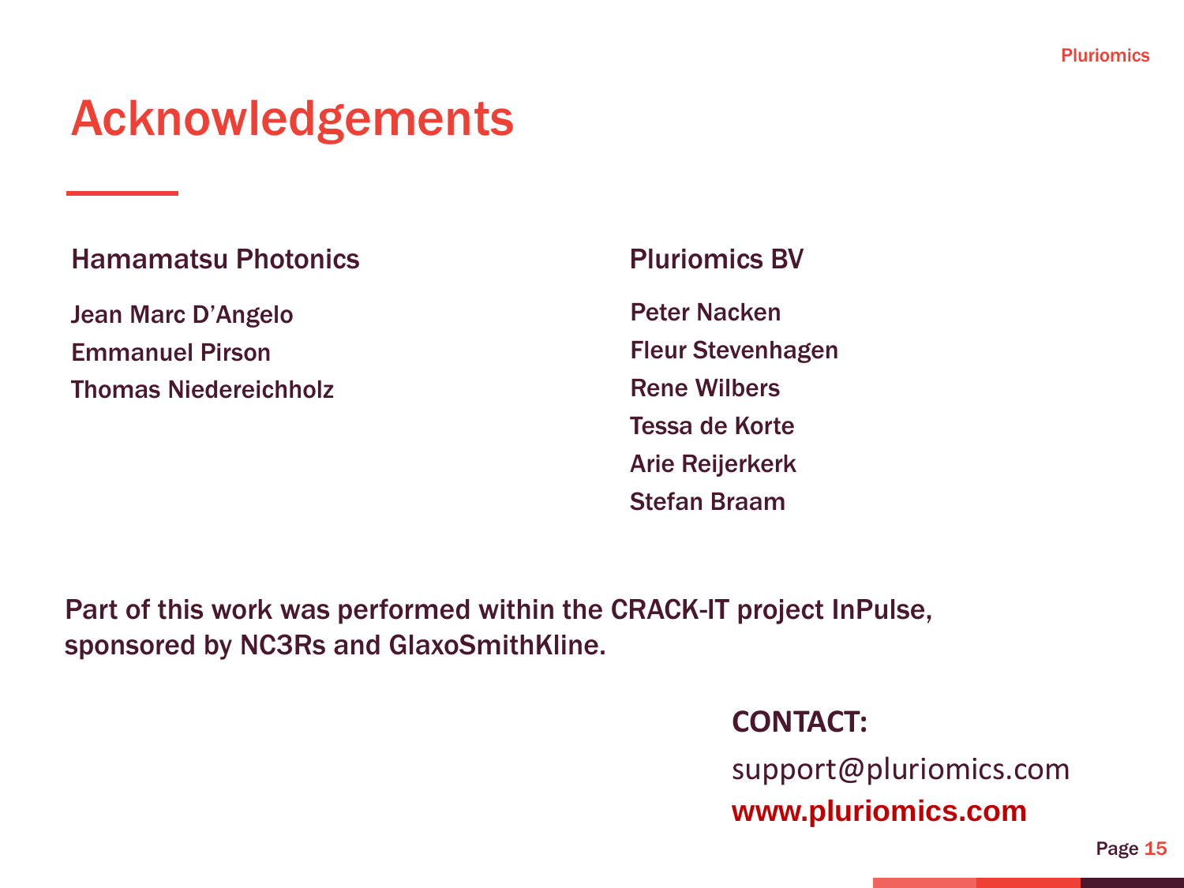# Acknowledgements

**Hamamatsu Photonics**

Jean Marc D'Angelo
Emmanuel Pirson
Thomas Niedereichholz

**Pluriomics BV**

Peter Nacken
Fleur Stevenhagen
Rene Wilbers
Tessa de Korte
Arie Reijerkerk
Stefan Braam

Part of this work was performed within the CRACK-IT project InPulse, sponsored by NC3Rs and GlaxoSmithKline.

**CONTACT:**

support@pluriomics.com

**www.pluriomics.com**